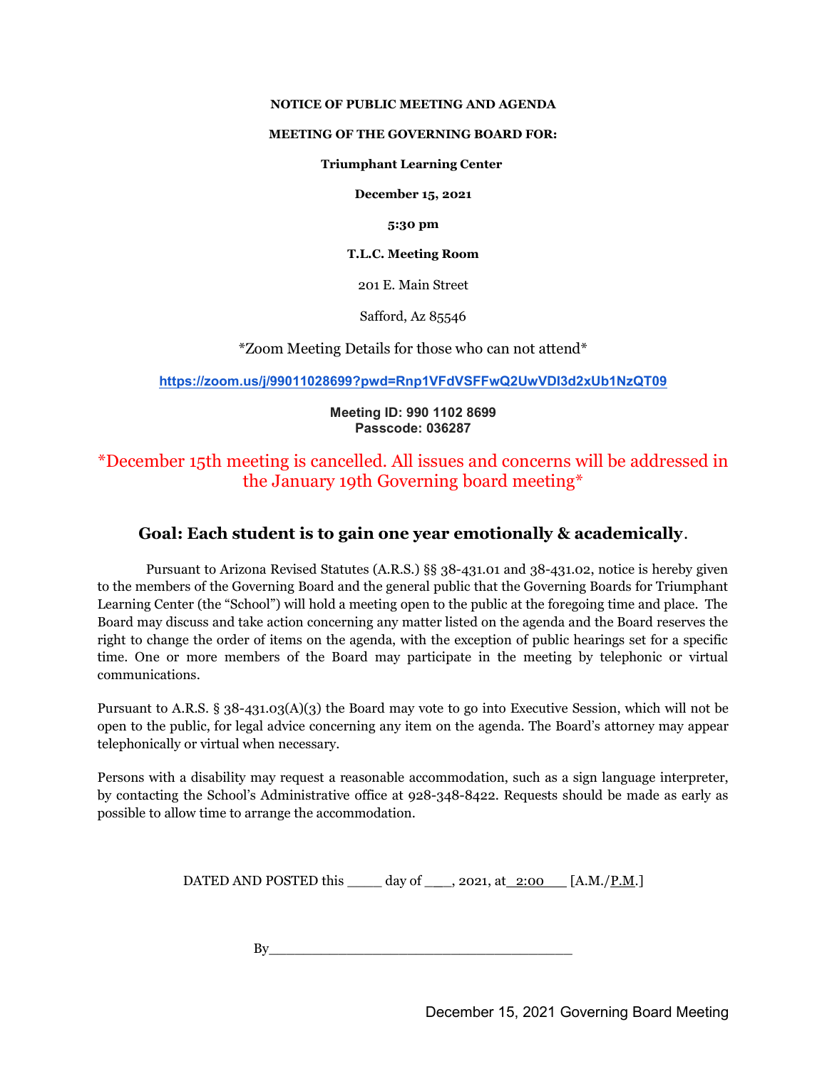**NOTICE OF PUBLIC MEETING AND AGENDA**

**MEETING OF THE GOVERNING BOARD FOR:**

**Triumphant Learning Center**

**December 15, 2021**

**5:30 pm**

**T.L.C. Meeting Room**

201 E. Main Street

Safford, Az 85546

*Zoom Meeting Details for those who can not attend*

https://zoom.us/j/99011028699?pwd=Rnp1VFdVSFFwQ2UwVDI3d2xUb1NzQT09

**Meeting ID: 990 1102 8699**
**Passcode: 036287**

*December 15th meeting is cancelled. All issues and concerns will be addressed in the January 19th Governing board meeting*

## Goal: Each student is to gain one year emotionally & academically.

Pursuant to Arizona Revised Statutes (A.R.S.) §§ 38-431.01 and 38-431.02, notice is hereby given to the members of the Governing Board and the general public that the Governing Boards for Triumphant Learning Center (the "School") will hold a meeting open to the public at the foregoing time and place. The Board may discuss and take action concerning any matter listed on the agenda and the Board reserves the right to change the order of items on the agenda, with the exception of public hearings set for a specific time. One or more members of the Board may participate in the meeting by telephonic or virtual communications.

Pursuant to A.R.S. § 38-431.03(A)(3) the Board may vote to go into Executive Session, which will not be open to the public, for legal advice concerning any item on the agenda. The Board's attorney may appear telephonically or virtual when necessary.

Persons with a disability may request a reasonable accommodation, such as a sign language interpreter, by contacting the School's Administrative office at 928-348-8422. Requests should be made as early as possible to allow time to arrange the accommodation.

DATED AND POSTED this _____ day of ____, 2021, at 2:00 [A.M./P.M.]

By_____________________________________

December 15, 2021 Governing Board Meeting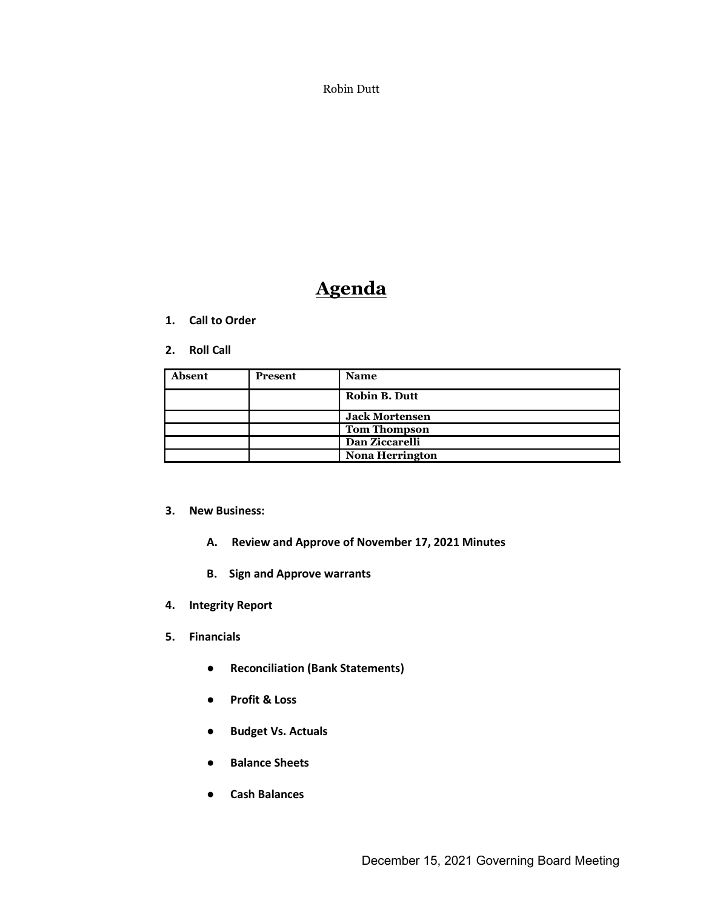Robin Dutt

# Agenda

1. **Call to Order**

2. **Roll Call**

| Absent | Present | Name |
|---|---|---|
| | | **Robin B. Dutt** |
| | | **Jack Mortensen** |
| | | **Tom Thompson** |
| | | **Dan Ziccarelli** |
| | | **Nona Herrington** |

3. **New Business:**

   A. **Review and Approve of November 17, 2021 Minutes**

   B. **Sign and Approve warrants**

4. **Integrity Report**

5. **Financials**

   - **Reconciliation (Bank Statements)**
   - **Profit & Loss**
   - **Budget Vs. Actuals**
   - **Balance Sheets**
   - **Cash Balances**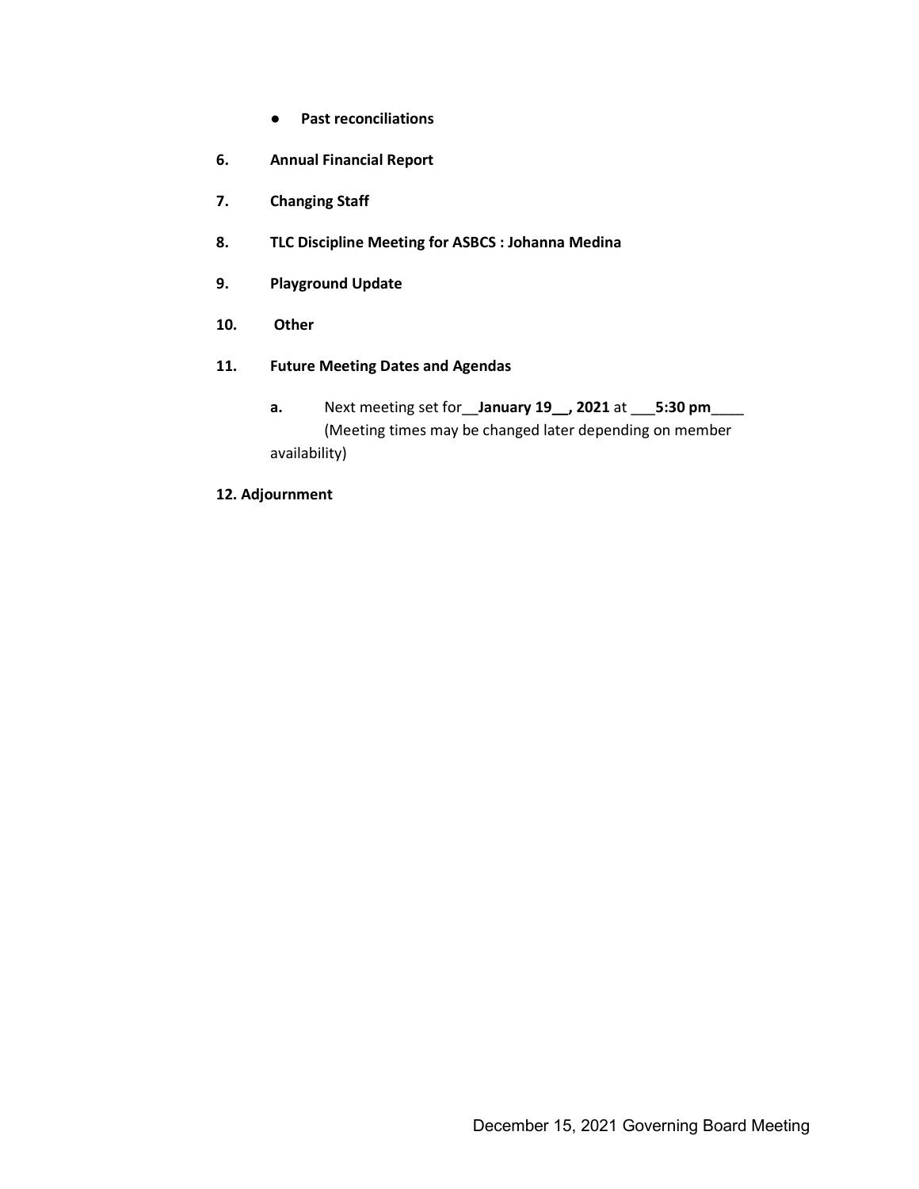- **Past reconciliations**

**6. Annual Financial Report**

**7. Changing Staff**

**8. TLC Discipline Meeting for ASBCS : Johanna Medina**

**9. Playground Update**

**10. Other**

**11. Future Meeting Dates and Agendas**

   **a.** Next meeting set for__**January 19__, 2021** at ___**5:30 pm**____ (Meeting times may be changed later depending on member availability)

**12. Adjournment**